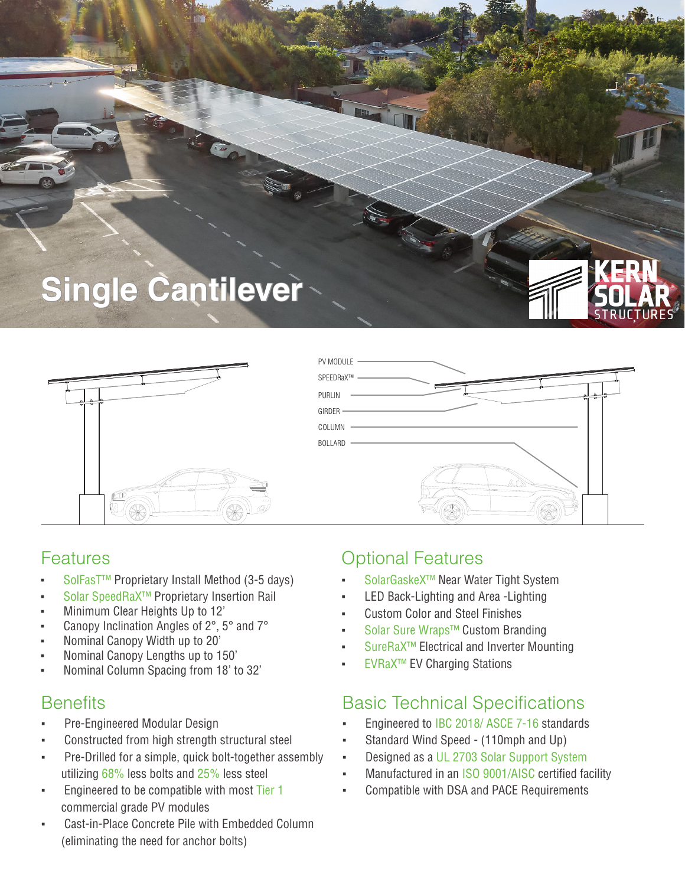# Single Cantilever

KERN SOLAR STRUCTURES

PV MODULE
SPEEDRaX™
PURLIN
GIRDER
COLUMN
BOLLARD

## Features

- SolFasT™ Proprietary Install Method (3-5 days)
- Solar SpeedRaX™ Proprietary Insertion Rail
- Minimum Clear Heights Up to 12'
- Canopy Inclination Angles of 2°, 5° and 7°
- Nominal Canopy Width up to 20'
- Nominal Canopy Lengths up to 150'
- Nominal Column Spacing from 18' to 32'

## Benefits

- Pre-Engineered Modular Design
- Constructed from high strength structural steel
- Pre-Drilled for a simple, quick bolt-together assembly utilizing 68% less bolts and 25% less steel
- Engineered to be compatible with most Tier 1 commercial grade PV modules
- Cast-in-Place Concrete Pile with Embedded Column (eliminating the need for anchor bolts)

## Optional Features

- SolarGaskeX™ Near Water Tight System
- LED Back-Lighting and Area -Lighting
- Custom Color and Steel Finishes
- Solar Sure Wraps™ Custom Branding
- SureRaX™ Electrical and Inverter Mounting
- EVRaX™ EV Charging Stations

## Basic Technical Specifications

- Engineered to IBC 2018/ ASCE 7-16 standards
- Standard Wind Speed - (110mph and Up)
- Designed as a UL 2703 Solar Support System
- Manufactured in an ISO 9001/AISC certified facility
- Compatible with DSA and PACE Requirements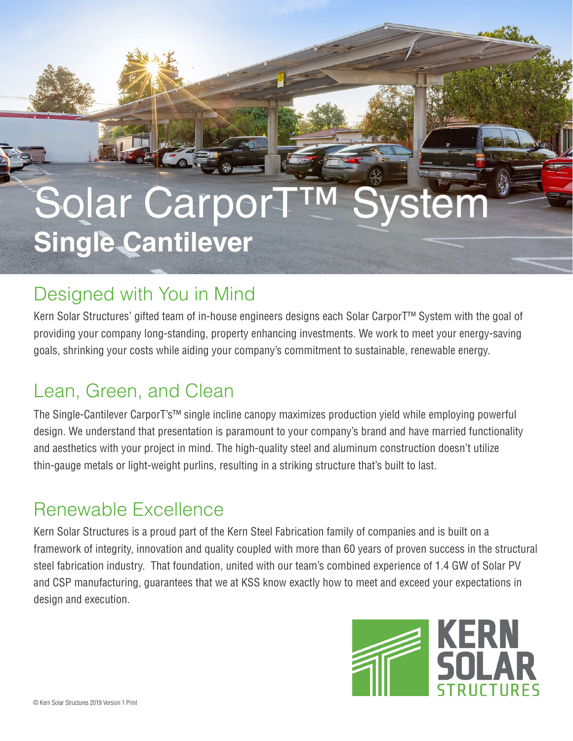# Solar CarporT™ System

## Single Cantilever

## Designed with You in Mind

Kern Solar Structures' gifted team of in-house engineers designs each Solar CarporT™ System with the goal of providing your company long-standing, property enhancing investments. We work to meet your energy-saving goals, shrinking your costs while aiding your company's commitment to sustainable, renewable energy.

## Lean, Green, and Clean

The Single-Cantilever CarporT's™ single incline canopy maximizes production yield while employing powerful design. We understand that presentation is paramount to your company's brand and have married functionality and aesthetics with your project in mind. The high-quality steel and aluminum construction doesn't utilize thin-gauge metals or light-weight purlins, resulting in a striking structure that's built to last.

## Renewable Excellence

Kern Solar Structures is a proud part of the Kern Steel Fabrication family of companies and is built on a framework of integrity, innovation and quality coupled with more than 60 years of proven success in the structural steel fabrication industry. That foundation, united with our team's combined experience of 1.4 GW of Solar PV and CSP manufacturing, guarantees that we at KSS know exactly how to meet and exceed your expectations in design and execution.

KERN SOLAR STRUCTURES

© Kern Solar Structures 2019 Version 1 Print